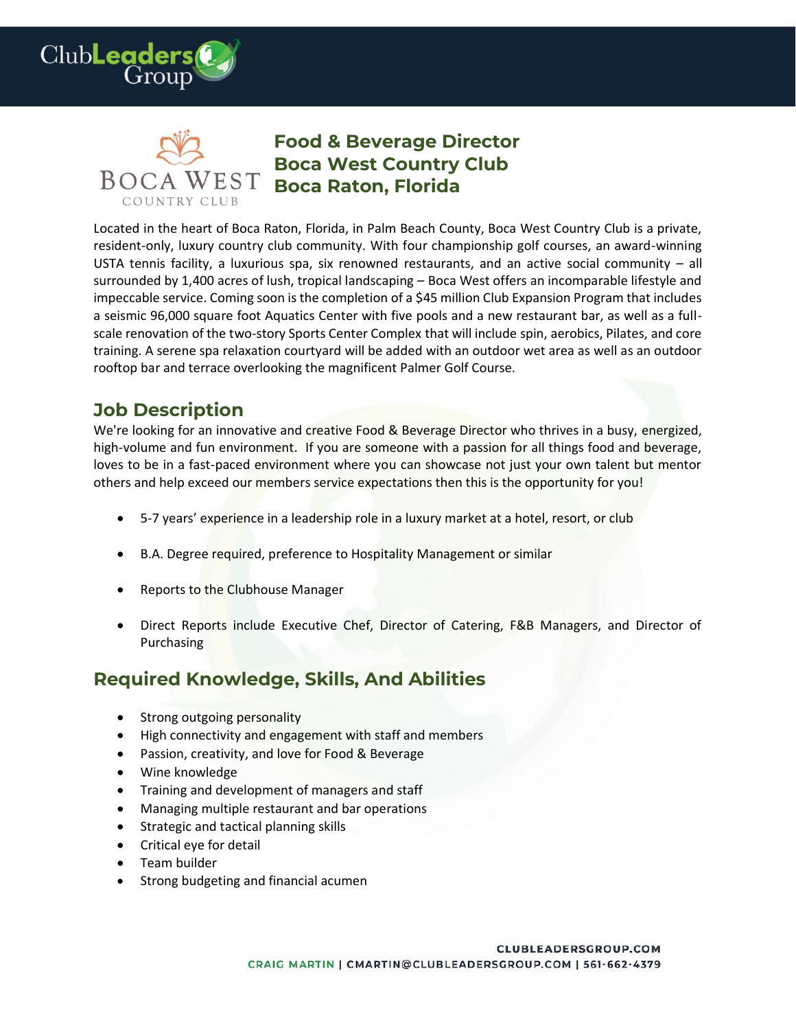# Food & Beverage Director
# Boca West Country Club
# Boca Raton, Florida

Located in the heart of Boca Raton, Florida, in Palm Beach County, Boca West Country Club is a private, resident-only, luxury country club community. With four championship golf courses, an award-winning USTA tennis facility, a luxurious spa, six renowned restaurants, and an active social community – all surrounded by 1,400 acres of lush, tropical landscaping – Boca West offers an incomparable lifestyle and impeccable service. Coming soon is the completion of a $45 million Club Expansion Program that includes a seismic 96,000 square foot Aquatics Center with five pools and a new restaurant bar, as well as a full-scale renovation of the two-story Sports Center Complex that will include spin, aerobics, Pilates, and core training. A serene spa relaxation courtyard will be added with an outdoor wet area as well as an outdoor rooftop bar and terrace overlooking the magnificent Palmer Golf Course.

## Job Description

We're looking for an innovative and creative Food & Beverage Director who thrives in a busy, energized, high-volume and fun environment. If you are someone with a passion for all things food and beverage, loves to be in a fast-paced environment where you can showcase not just your own talent but mentor others and help exceed our members service expectations then this is the opportunity for you!

- 5-7 years' experience in a leadership role in a luxury market at a hotel, resort, or club
- B.A. Degree required, preference to Hospitality Management or similar
- Reports to the Clubhouse Manager
- Direct Reports include Executive Chef, Director of Catering, F&B Managers, and Director of Purchasing

## Required Knowledge, Skills, And Abilities

- Strong outgoing personality
- High connectivity and engagement with staff and members
- Passion, creativity, and love for Food & Beverage
- Wine knowledge
- Training and development of managers and staff
- Managing multiple restaurant and bar operations
- Strategic and tactical planning skills
- Critical eye for detail
- Team builder
- Strong budgeting and financial acumen

CLUBLEADERSGROUP.COM
CRAIG MARTIN | CMARTIN@CLUBLEADERSGROUP.COM | 561-662-4379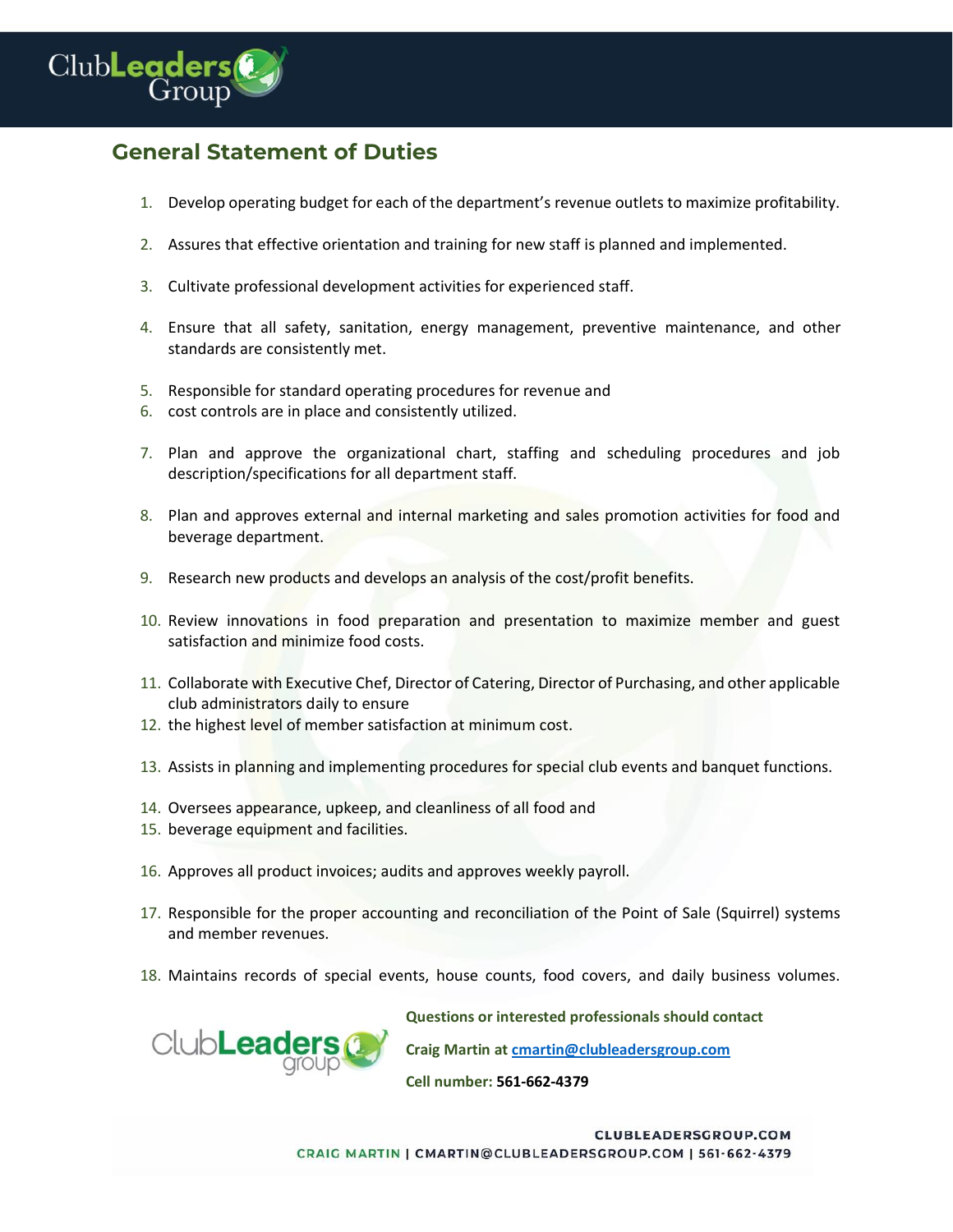## General Statement of Duties

1. Develop operating budget for each of the department's revenue outlets to maximize profitability.
2. Assures that effective orientation and training for new staff is planned and implemented.
3. Cultivate professional development activities for experienced staff.
4. Ensure that all safety, sanitation, energy management, preventive maintenance, and other standards are consistently met.
5. Responsible for standard operating procedures for revenue and
6. cost controls are in place and consistently utilized.
7. Plan and approve the organizational chart, staffing and scheduling procedures and job description/specifications for all department staff.
8. Plan and approves external and internal marketing and sales promotion activities for food and beverage department.
9. Research new products and develops an analysis of the cost/profit benefits.
10. Review innovations in food preparation and presentation to maximize member and guest satisfaction and minimize food costs.
11. Collaborate with Executive Chef, Director of Catering, Director of Purchasing, and other applicable club administrators daily to ensure
12. the highest level of member satisfaction at minimum cost.
13. Assists in planning and implementing procedures for special club events and banquet functions.
14. Oversees appearance, upkeep, and cleanliness of all food and
15. beverage equipment and facilities.
16. Approves all product invoices; audits and approves weekly payroll.
17. Responsible for the proper accounting and reconciliation of the Point of Sale (Squirrel) systems and member revenues.
18. Maintains records of special events, house counts, food covers, and daily business volumes.

**Questions or interested professionals should contact**

**Craig Martin at [cmartin@clubleadersgroup.com](mailto:cmartin@clubleadersgroup.com)**

**Cell number: 561-662-4379**